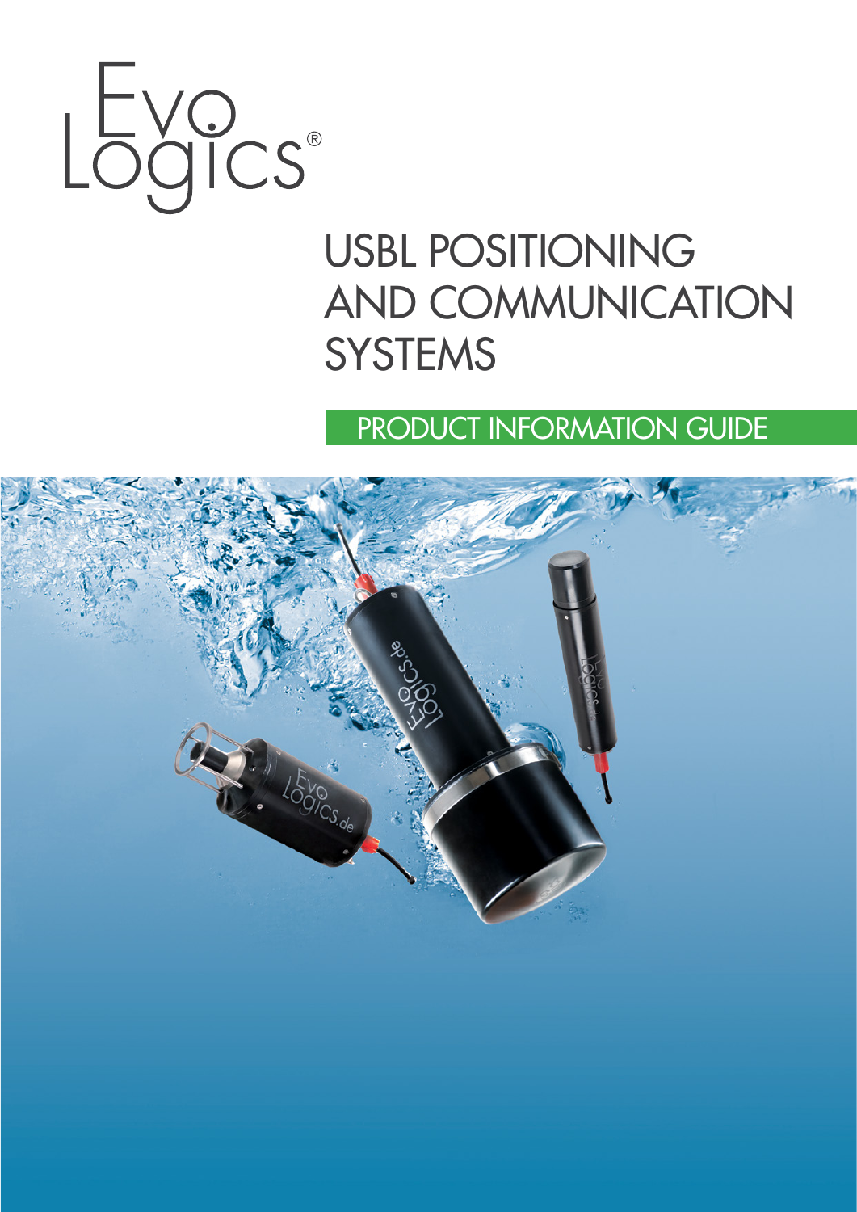EvoLogics®

# USBL POSITIONING AND COMMUNICATION SYSTEMS

## PRODUCT INFORMATION GUIDE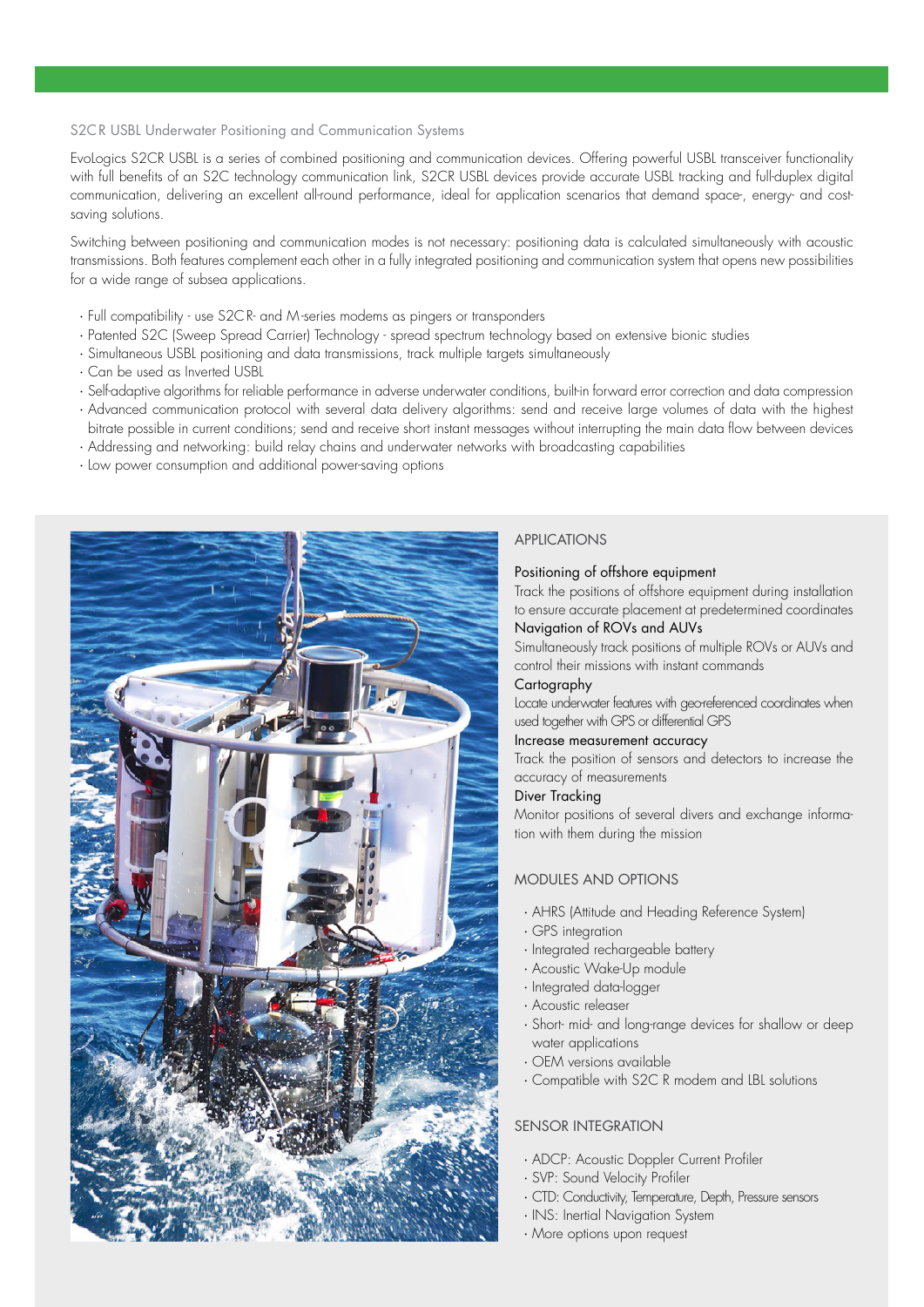## S2CR USBL Underwater Positioning and Communication Systems

EvoLogics S2CR USBL is a series of combined positioning and communication devices. Offering powerful USBL transceiver functionality with full benefits of an S2C technology communication link, S2CR USBL devices provide accurate USBL tracking and full-duplex digital communication, delivering an excellent all-round performance, ideal for application scenarios that demand space-, energy- and cost-saving solutions.

Switching between positioning and communication modes is not necessary: positioning data is calculated simultaneously with acoustic transmissions. Both features complement each other in a fully integrated positioning and communication system that opens new possibilities for a wide range of subsea applications.

- Full compatibility - use S2CR- and M-series modems as pingers or transponders
- Patented S2C (Sweep Spread Carrier) Technology - spread spectrum technology based on extensive bionic studies
- Simultaneous USBL positioning and data transmissions, track multiple targets simultaneously
- Can be used as Inverted USBL
- Self-adaptive algorithms for reliable performance in adverse underwater conditions, built-in forward error correction and data compression
- Advanced communication protocol with several data delivery algorithms: send and receive large volumes of data with the highest bitrate possible in current conditions; send and receive short instant messages without interrupting the main data flow between devices
- Addressing and networking: build relay chains and underwater networks with broadcasting capabilities
- Low power consumption and additional power-saving options

### APPLICATIONS

**Positioning of offshore equipment**
Track the positions of offshore equipment during installation to ensure accurate placement at predetermined coordinates

**Navigation of ROVs and AUVs**
Simultaneously track positions of multiple ROVs or AUVs and control their missions with instant commands

**Cartography**
Locate underwater features with geo-referenced coordinates when used together with GPS or differential GPS

**Increase measurement accuracy**
Track the position of sensors and detectors to increase the accuracy of measurements

**Diver Tracking**
Monitor positions of several divers and exchange information with them during the mission

### MODULES AND OPTIONS

- AHRS (Attitude and Heading Reference System)
- GPS integration
- Integrated rechargeable battery
- Acoustic Wake-Up module
- Integrated data-logger
- Acoustic releaser
- Short- mid- and long-range devices for shallow or deep water applications
- OEM versions available
- Compatible with S2C R modem and LBL solutions

### SENSOR INTEGRATION

- ADCP: Acoustic Doppler Current Profiler
- SVP: Sound Velocity Profiler
- CTD: Conductivity, Temperature, Depth, Pressure sensors
- INS: Inertial Navigation System
- More options upon request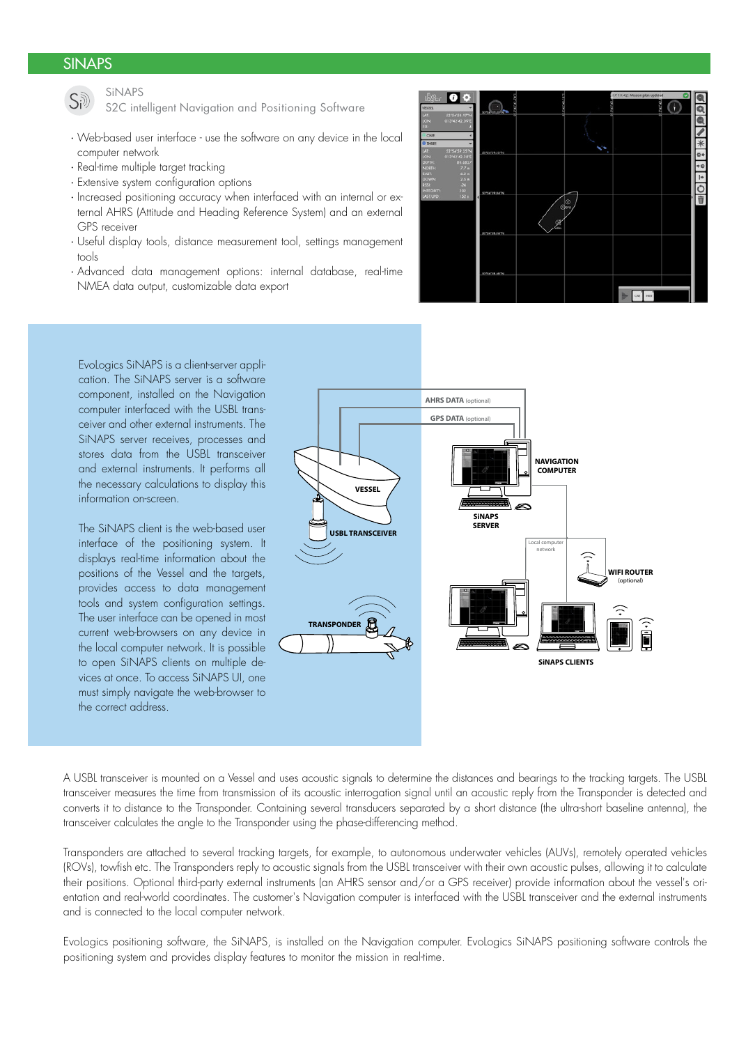## SINAPS

SiNAPS
S2C intelligent Navigation and Positioning Software

- Web-based user interface - use the software on any device in the local computer network
- Real-time multiple target tracking
- Extensive system configuration options
- Increased positioning accuracy when interfaced with an internal or external AHRS (Attitude and Heading Reference System) and an external GPS receiver
- Useful display tools, distance measurement tool, settings management tools
- Advanced data management options: internal database, real-time NMEA data output, customizable data export

EvoLogics SiNAPS is a client-server application. The SiNAPS server is a software component, installed on the Navigation computer interfaced with the USBL transceiver and other external instruments. The SiNAPS server receives, processes and stores data from the USBL transceiver and external instruments. It performs all the necessary calculations to display this information on-screen.

The SiNAPS client is the web-based user interface of the positioning system. It displays real-time information about the positions of the Vessel and the targets, provides access to data management tools and system configuration settings. The user interface can be opened in most current web-browsers on any device in the local computer network. It is possible to open SiNAPS clients on multiple devices at once. To access SiNAPS UI, one must simply navigate the web-browser to the correct address.

A USBL transceiver is mounted on a Vessel and uses acoustic signals to determine the distances and bearings to the tracking targets. The USBL transceiver measures the time from transmission of its acoustic interrogation signal until an acoustic reply from the Transponder is detected and converts it to distance to the Transponder. Containing several transducers separated by a short distance (the ultra-short baseline antenna), the transceiver calculates the angle to the Transponder using the phase-differencing method.

Transponders are attached to several tracking targets, for example, to autonomous underwater vehicles (AUVs), remotely operated vehicles (ROVs), towfish etc. The Transponders reply to acoustic signals from the USBL transceiver with their own acoustic pulses, allowing it to calculate their positions. Optional third-party external instruments (an AHRS sensor and/or a GPS receiver) provide information about the vessel's orientation and real-world coordinates. The customer's Navigation computer is interfaced with the USBL transceiver and the external instruments and is connected to the local computer network.

EvoLogics positioning software, the SiNAPS, is installed on the Navigation computer. EvoLogics SiNAPS positioning software controls the positioning system and provides display features to monitor the mission in real-time.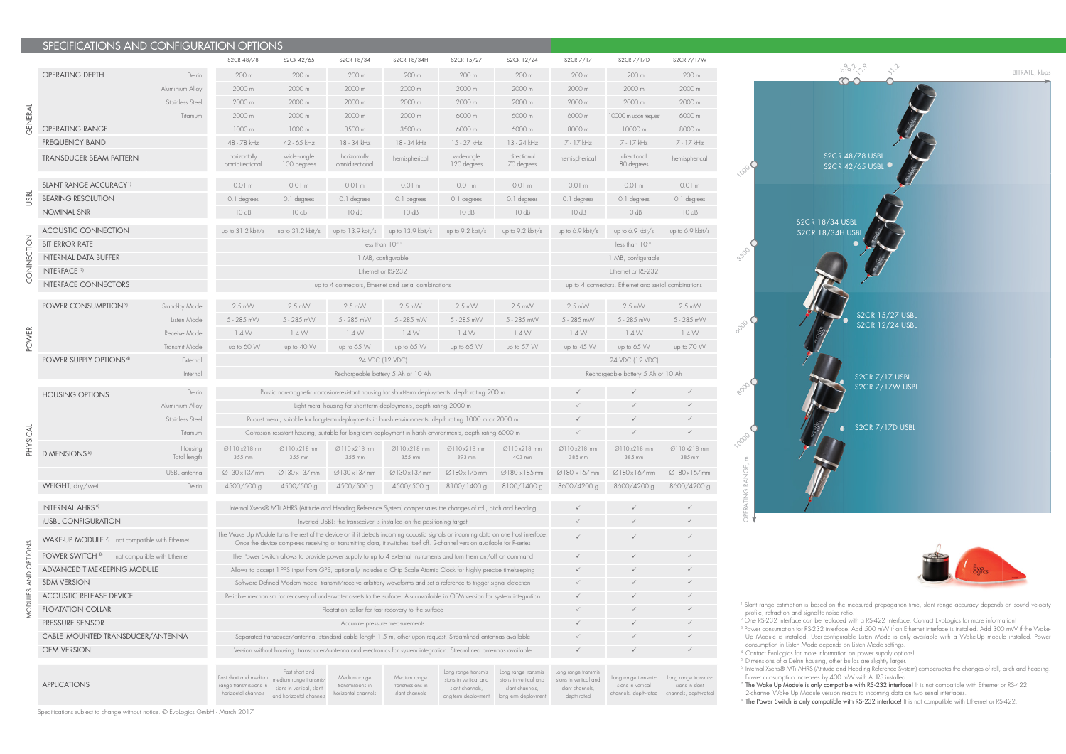## SPECIFICATIONS AND CONFIGURATION OPTIONS

| | | | S2CR 48/78 | S2CR 42/65 | S2CR 18/34 | S2CR 18/34H | S2CR 15/27 | S2CR 12/24 | S2CR 7/17 | S2CR 7/17D | S2CR 7/17W |
|---|---|---|---|---|---|---|---|---|---|---|---|
| GENERAL | OPERATING DEPTH | Delrin | 200 m | 200 m | 200 m | 200 m | 200 m | 200 m | 200 m | 200 m | 200 m |
| | | Aluminium Alloy | 2000 m | 2000 m | 2000 m | 2000 m | 2000 m | 2000 m | 2000 m | 2000 m | 2000 m |
| | | Stainless Steel | 2000 m | 2000 m | 2000 m | 2000 m | 2000 m | 2000 m | 2000 m | 2000 m | 2000 m |
| | | Titanium | 2000 m | 2000 m | 2000 m | 2000 m | 6000 m | 6000 m | 6000 m | 10000 m upon request | 6000 m |
| | OPERATING RANGE | | 1000 m | 1000 m | 3500 m | 3500 m | 6000 m | 6000 m | 8000 m | 10000 m | 8000 m |
| | FREQUENCY BAND | | 48 - 78 kHz | 42 - 65 kHz | 18 - 34 kHz | 18 - 34 kHz | 15 - 27 kHz | 13 - 24 kHz | 7 - 17 kHz | 7 - 17 kHz | 7 - 17 kHz |
| | TRANSDUCER BEAM PATTERN | | horizontally omnidirectional | wide-angle 100 degrees | horizontally omnidirectional | hemispherical | wide-angle 120 degrees | directional 70 degrees | hemispherical | directional 80 degrees | hemispherical |
| USBL | SLANT RANGE ACCURACY[1] | | 0.01 m | 0.01 m | 0.01 m | 0.01 m | 0.01 m | 0.01 m | 0.01 m | 0.01 m | 0.01 m |
| | BEARING RESOLUTION | | 0.1 degrees | 0.1 degrees | 0.1 degrees | 0.1 degrees | 0.1 degrees | 0.1 degrees | 0.1 degrees | 0.1 degrees | 0.1 degrees |
| | NOMINAL SNR | | 10 dB | 10 dB | 10 dB | 10 dB | 10 dB | 10 dB | 10 dB | 10 dB | 10 dB |
| CONNECTION | ACOUSTIC CONNECTION | | up to 31.2 kbit/s | up to 31.2 kbit/s | up to 13.9 kbit/s | up to 13.9 kbit/s | up to 9.2 kbit/s | up to 9.2 kbit/s | up to 6.9 kbit/s | up to 6.9 kbit/s | up to 6.9 kbit/s |
| | BIT ERROR RATE | | less than $10^{-10}$ | | | | | | less than $10^{-10}$ | | |
| | INTERNAL DATA BUFFER | | 1 MB, configurable | | | | | | 1 MB, configurable | | |
| | INTERFACE[2] | | Ethernet or RS-232 | | | | | | Ethernet or RS-232 | | |
| | INTERFACE CONNECTORS | | up to 4 connectors, Ethernet and serial combinations | | | | | | up to 4 connectors, Ethernet and serial combinations | | |
| POWER | POWER CONSUMPTION[3] | Stand-by Mode | 2.5 mW | 2.5 mW | 2.5 mW | 2.5 mW | 2.5 mW | 2.5 mW | 2.5 mW | 2.5 mW | 2.5 mW |
| | | Listen Mode | 5 - 285 mW | 5 - 285 mW | 5 - 285 mW | 5 - 285 mW | 5 - 285 mW | 5 - 285 mW | 5 - 285 mW | 5 - 285 mW | 5 - 285 mW |
| | | Receive Mode | 1.4 W | 1.4 W | 1.4 W | 1.4 W | 1.4 W | 1.4 W | 1.4 W | 1.4 W | 1.4 W |
| | | Transmit Mode | up to 60 W | up to 40 W | up to 65 W | up to 65 W | up to 65 W | up to 57 W | up to 45 W | up to 65 W | up to 70 W |
| | POWER SUPPLY OPTIONS[4] | External | 24 VDC (12 VDC) | | | | | | 24 VDC (12 VDC) | | |
| | | Internal | Rechargeable battery 5 Ah or 10 Ah | | | | | | Rechargeable battery 5 Ah or 10 Ah | | |
| PHYSICAL | HOUSING OPTIONS | Delrin | Plastic non-magnetic corrosion-resistant housing for short-term deployments, depth rating 200 m | | | | | | ✓ | ✓ | ✓ |
| | | Aluminium Alloy | Light metal housing for short-term deployments, depth rating 2000 m | | | | | | ✓ | ✓ | ✓ |
| | | Stainless Steel | Robust metal, suitable for long-term deployments in harsh environments, depth rating 1000 m or 2000 m | | | | | | ✓ | ✓ | ✓ |
| | | Titanium | Corrosion resistant housing, suitable for long-term deployment in harsh environments, depth rating 6000 m | | | | | | ✓ | ✓ | ✓ |
| | DIMENSIONS[5] | Housing / Total length | Ø110 x 218 mm / 355 mm | Ø110 x 218 mm / 355 mm | Ø110 x 218 mm / 355 mm | Ø110 x 218 mm / 355 mm | Ø110 x 218 mm / 393 mm | Ø110 x 218 mm / 403 mm | Ø110 x 218 mm / 385 mm | Ø110 x 218 mm / 385 mm | Ø110 x 218 mm / 385 mm |
| | | USBL antenna | Ø130 x 137 mm | Ø130 x 137 mm | Ø130 x 137 mm | Ø130 x 137 mm | Ø180 x 175 mm | Ø180 x 185 mm | Ø180 x 167 mm | Ø180 x 167 mm | Ø180 x 167 mm |
| | WEIGHT, dry/wet | Delrin | 4500/500 g | 4500/500 g | 4500/500 g | 4500/500 g | 8100/1400 g | 8100/1400 g | 8600/4200 g | 8600/4200 g | 8600/4200 g |
| MODULES AND OPTIONS | INTERNAL AHRS[6] | | Internal Xsens® MTi AHRS (Attitude and Heading Reference System) compensates the changes of roll, pitch and heading | | | | | | ✓ | ✓ | ✓ |
| | iUSBL CONFIGURATION | | Inverted USBL: the transceiver is installed on the positioning target | | | | | | ✓ | ✓ | ✓ |
| | WAKE-UP MODULE[7] | not compatible with Ethernet | The Wake Up Module turns the rest of the device on if it detects incoming acoustic signals or incoming data on one host interface. Once the device completes receiving or transmitting data, it switches itself off. 2-channel version available for R-series | | | | | | ✓ | ✓ | ✓ |
| | POWER SWITCH[8] | not compatible with Ethernet | The Power Switch allows to provide power supply to up to 4 external instruments and turn them on/off on command | | | | | | ✓ | ✓ | ✓ |
| | ADVANCED TIMEKEEPING MODULE | | Allows to accept 1 PPS input from GPS, optionally includes a Chip Scale Atomic Clock for highly precise timekeeping | | | | | | ✓ | ✓ | ✓ |
| | SDM VERSION | | Software Defined Modem mode: transmit/receive arbitrary waveforms and set a reference to trigger signal detection | | | | | | ✓ | ✓ | ✓ |
| | ACOUSTIC RELEASE DEVICE | | Reliable mechanism for recovery of underwater assets to the surface. Also available in OEM version for system integration | | | | | | ✓ | ✓ | ✓ |
| | FLOATATION COLLAR | | Floatation collar for fast recovery to the surface | | | | | | ✓ | ✓ | ✓ |
| | PRESSURE SENSOR | | Accurate pressure measurements | | | | | | ✓ | ✓ | ✓ |
| | CABLE-MOUNTED TRANSDUCER/ANTENNA | | Separated transducer/antenna, standard cable length 1.5 m, other upon request. Streamlined antennas available | | | | | | ✓ | ✓ | ✓ |
| | OEM VERSION | | Version without housing: transducer/antenna and electronics for system integration. Streamlined antennas available | | | | | | ✓ | ✓ | ✓ |
| | APPLICATIONS | | Fast short and medium range transmissions in horizontal channels | Fast short and medium range transmissions in vertical, slant and horizontal channels | Medium range transmissions in horizontal channels | Medium range transmissions in slant channels | Long range transmissions in vertical and slant channels, long-term deployment | Long range transmissions in vertical and slant channels, long-term deployment | Long range transmissions in vertical and slant channels, depth-rated | Long range transmissions in vertical channels, depth-rated | Long range transmissions in slant channels, depth-rated |

Specifications subject to change without notice. © Evologics GmbH - March 2017

BITRATE, kbps: 6.9, 9.2, 13.9, 31.2

OPERATING RANGE, m: 1000, 3500, 6000, 8000, 10000

S2CR 48/78 USBL
S2CR 42/65 USBL
S2CR 18/34 USBL
S2CR 18/34H USBL
S2CR 15/27 USBL
S2CR 12/24 USBL
S2CR 7/17 USBL
S2CR 7/17W USBL
S2CR 7/17D USBL

[1] Slant range estimation is based on the measured propagation time, slant range accuracy depends on sound velocity profile, refraction and signal-to-noise ratio.
[2] One RS-232 Interface can be replaced with a RS-422 interface. Contact Evologics for more information!
[3] Power consumption for RS-232 interface. Add 500 mW if an Ethernet interface is installed. Add 300 mW if the Wake-Up Module is installed. User-configurable Listen Mode is only available with a Wake-Up module installed. Power consumption in Listen Mode depends on Listen Mode settings.
[4] Contact Evologics for more information on power supply options!
[5] Dimensions of a Delrin housing, other builds are slightly larger.
[6] Internal Xsens® MTi AHRS (Attitude and Heading Reference System) compensates the changes of roll, pitch and heading. Power consumption increases by 400 mW with AHRS installed.
[7] **The Wake Up Module is only compatible with RS-232 interface!** It is not compatible with Ethernet or RS-422. 2-channel Wake Up Module version reacts to incoming data on two serial interfaces.
[8] **The Power Switch is only compatible with RS-232 interface!** It is not compatible with Ethernet or RS-422.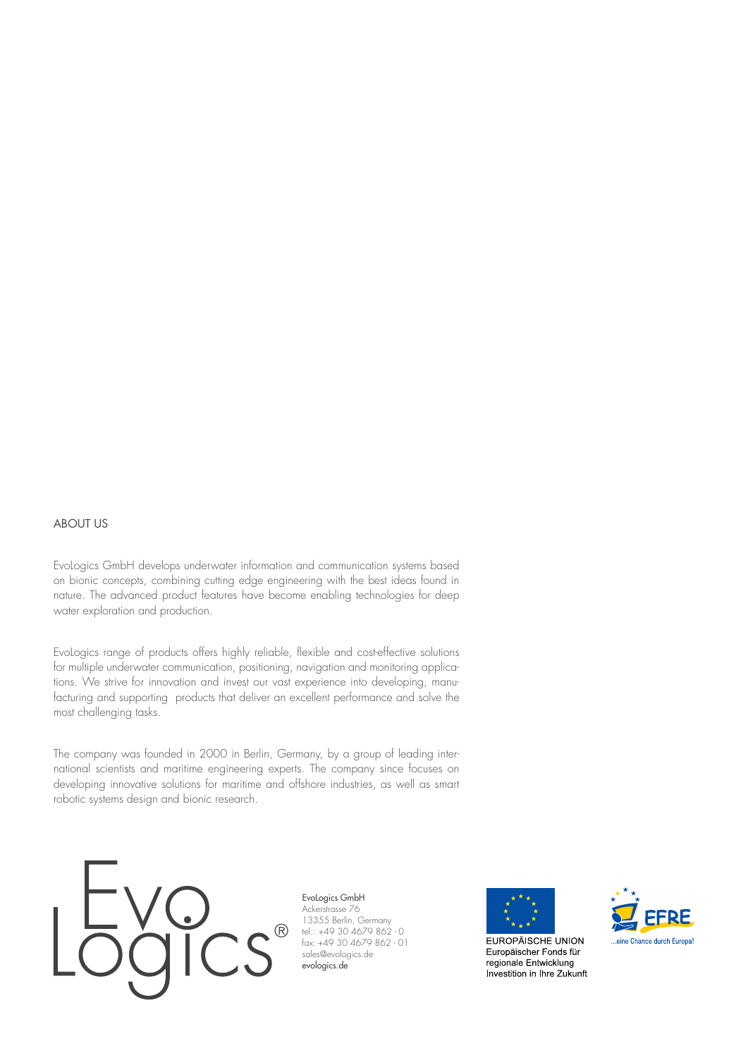## ABOUT US

EvoLogics GmbH develops underwater information and communication systems based on bionic concepts, combining cutting edge engineering with the best ideas found in nature. The advanced product features have become enabling technologies for deep water exploration and production.

EvoLogics range of products offers highly reliable, flexible and cost-effective solutions for multiple underwater communication, positioning, navigation and monitoring applications. We strive for innovation and invest our vast experience into developing, manufacturing and supporting products that deliver an excellent performance and solve the most challenging tasks.

The company was founded in 2000 in Berlin, Germany, by a group of leading international scientists and maritime engineering experts. The company since focuses on developing innovative solutions for maritime and offshore industries, as well as smart robotic systems design and bionic research.

EvoLogics®

EvoLogics GmbH
Ackerstrasse 76
13355 Berlin, Germany
tel.: +49 30 4679 862 - 0
fax: +49 30 4679 862 - 01
sales@evologics.de
evologics.de

EUROPÄISCHE UNION
Europäischer Fonds für regionale Entwicklung
Investition in Ihre Zukunft

EFRE
...eine Chance durch Europa!